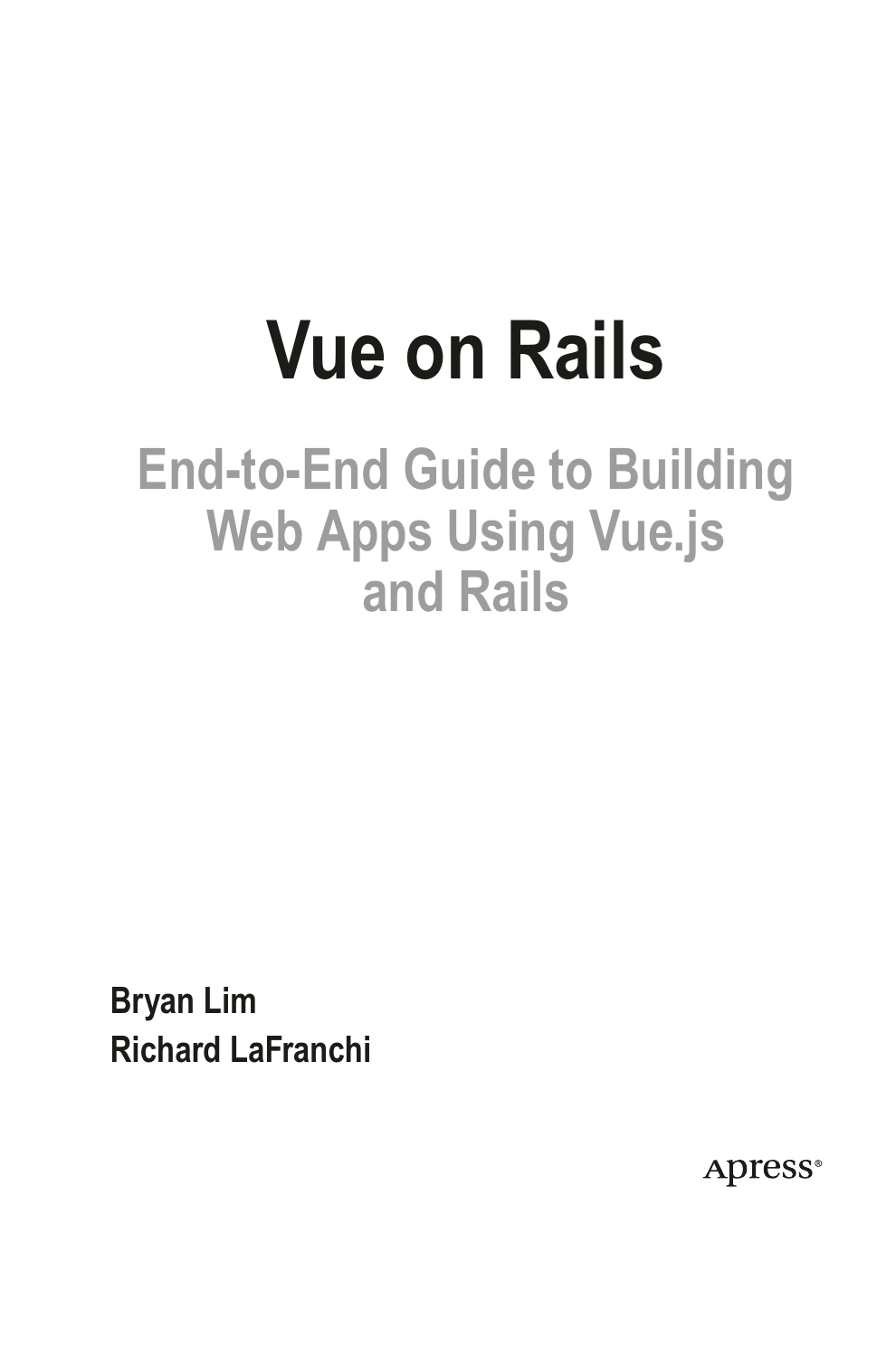# Vue on Rails

## End-to-End Guide to Building Web Apps Using Vue.js and Rails

**Bryan Lim**
**Richard LaFranchi**

Apress®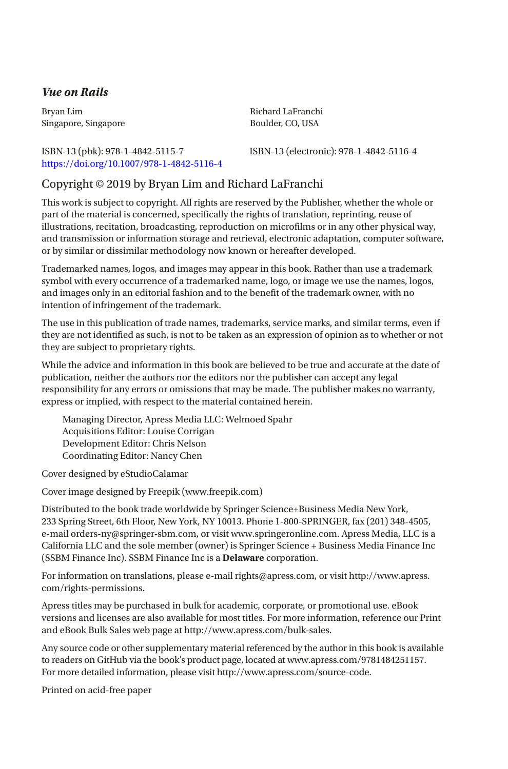***Vue on Rails***

Bryan Lim
Singapore, Singapore

Richard LaFranchi
Boulder, CO, USA

ISBN-13 (pbk): 978-1-4842-5115-7
ISBN-13 (electronic): 978-1-4842-5116-4
https://doi.org/10.1007/978-1-4842-5116-4

Copyright © 2019 by Bryan Lim and Richard LaFranchi

This work is subject to copyright. All rights are reserved by the Publisher, whether the whole or part of the material is concerned, specifically the rights of translation, reprinting, reuse of illustrations, recitation, broadcasting, reproduction on microfilms or in any other physical way, and transmission or information storage and retrieval, electronic adaptation, computer software, or by similar or dissimilar methodology now known or hereafter developed.

Trademarked names, logos, and images may appear in this book. Rather than use a trademark symbol with every occurrence of a trademarked name, logo, or image we use the names, logos, and images only in an editorial fashion and to the benefit of the trademark owner, with no intention of infringement of the trademark.

The use in this publication of trade names, trademarks, service marks, and similar terms, even if they are not identified as such, is not to be taken as an expression of opinion as to whether or not they are subject to proprietary rights.

While the advice and information in this book are believed to be true and accurate at the date of publication, neither the authors nor the editors nor the publisher can accept any legal responsibility for any errors or omissions that may be made. The publisher makes no warranty, express or implied, with respect to the material contained herein.

Managing Director, Apress Media LLC: Welmoed Spahr
Acquisitions Editor: Louise Corrigan
Development Editor: Chris Nelson
Coordinating Editor: Nancy Chen

Cover designed by eStudioCalamar

Cover image designed by Freepik (www.freepik.com)

Distributed to the book trade worldwide by Springer Science+Business Media New York, 233 Spring Street, 6th Floor, New York, NY 10013. Phone 1-800-SPRINGER, fax (201) 348-4505, e-mail orders-ny@springer-sbm.com, or visit www.springeronline.com. Apress Media, LLC is a California LLC and the sole member (owner) is Springer Science + Business Media Finance Inc (SSBM Finance Inc). SSBM Finance Inc is a **Delaware** corporation.

For information on translations, please e-mail rights@apress.com, or visit http://www.apress.com/rights-permissions.

Apress titles may be purchased in bulk for academic, corporate, or promotional use. eBook versions and licenses are also available for most titles. For more information, reference our Print and eBook Bulk Sales web page at http://www.apress.com/bulk-sales.

Any source code or other supplementary material referenced by the author in this book is available to readers on GitHub via the book's product page, located at www.apress.com/9781484251157. For more detailed information, please visit http://www.apress.com/source-code.

Printed on acid-free paper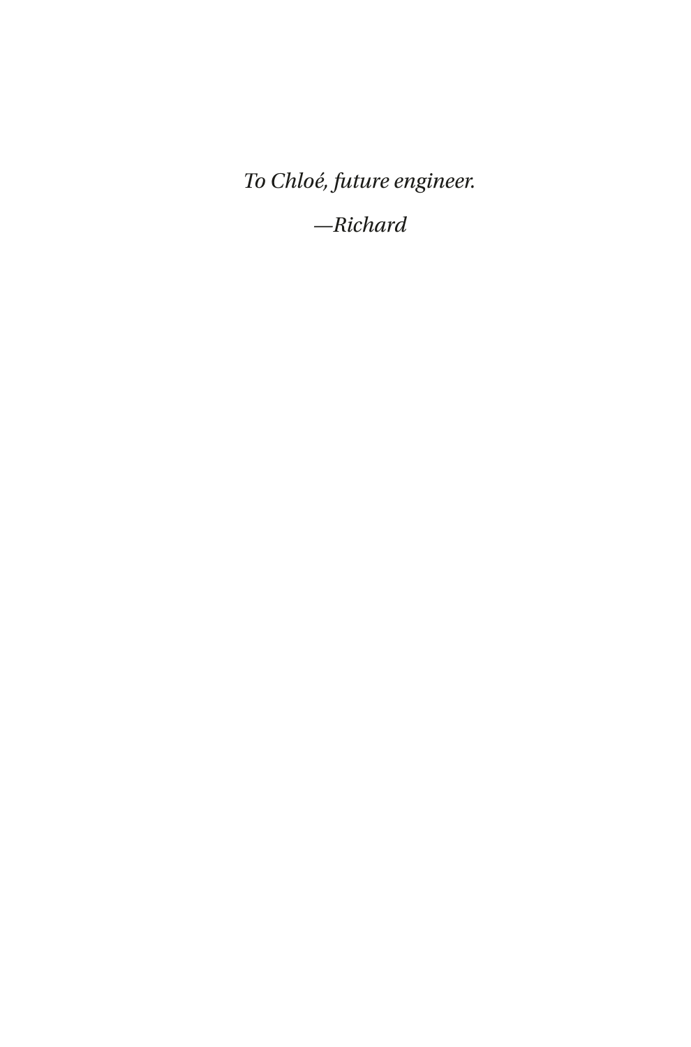*To Chloé, future engineer.*

*—Richard*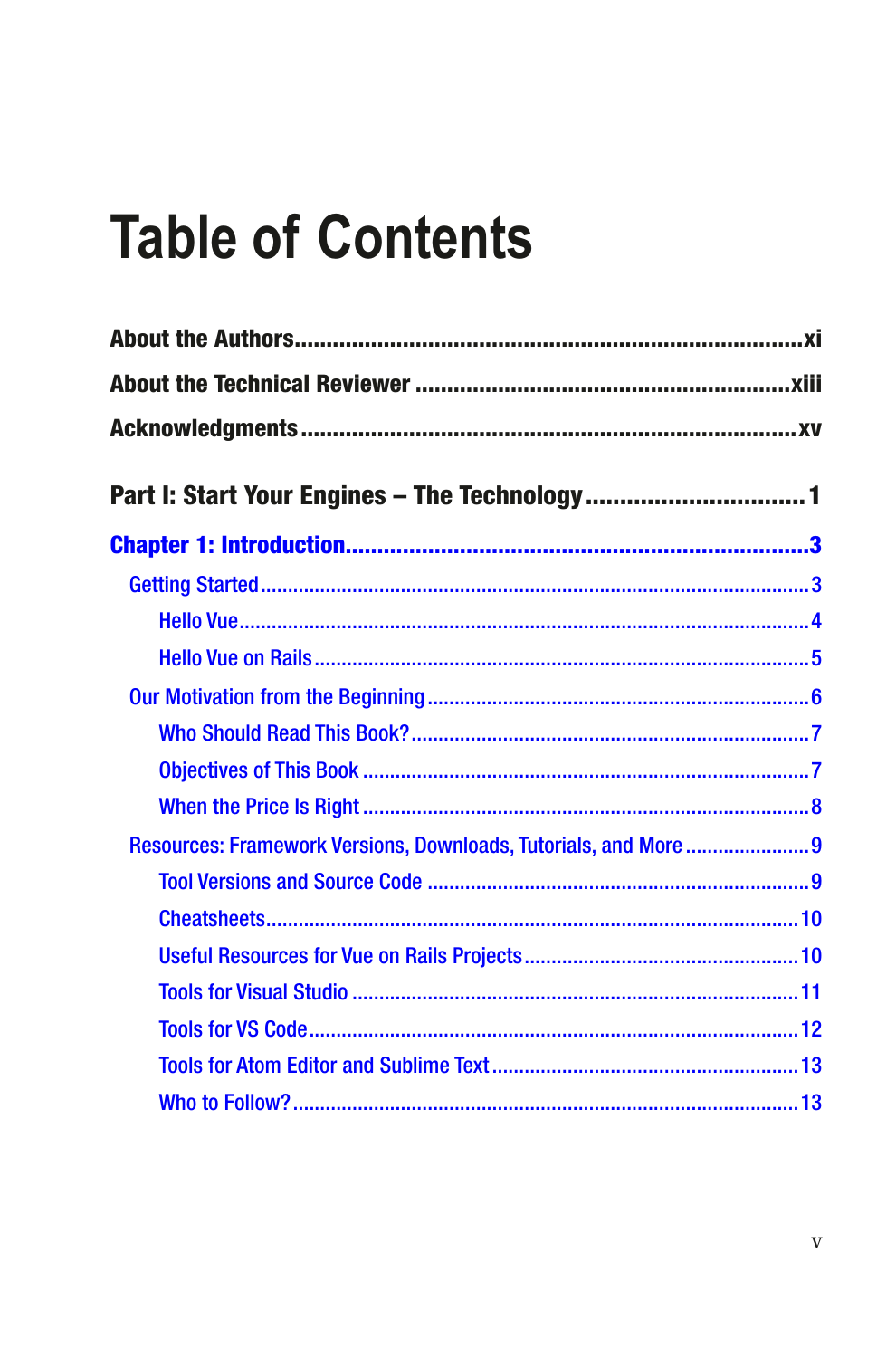# Table of Contents

**About the Authors** .... xi

**About the Technical Reviewer** .... xiii

**Acknowledgments** .... xv

**Part I: Start Your Engines – The Technology** .... 1

**Chapter 1: Introduction** .... 3

- Getting Started .... 3
  - Hello Vue .... 4
  - Hello Vue on Rails .... 5
- Our Motivation from the Beginning .... 6
  - Who Should Read This Book? .... 7
  - Objectives of This Book .... 7
  - When the Price Is Right .... 8
- Resources: Framework Versions, Downloads, Tutorials, and More .... 9
  - Tool Versions and Source Code .... 9
  - Cheatsheets .... 10
  - Useful Resources for Vue on Rails Projects .... 10
  - Tools for Visual Studio .... 11
  - Tools for VS Code .... 12
  - Tools for Atom Editor and Sublime Text .... 13
  - Who to Follow? .... 13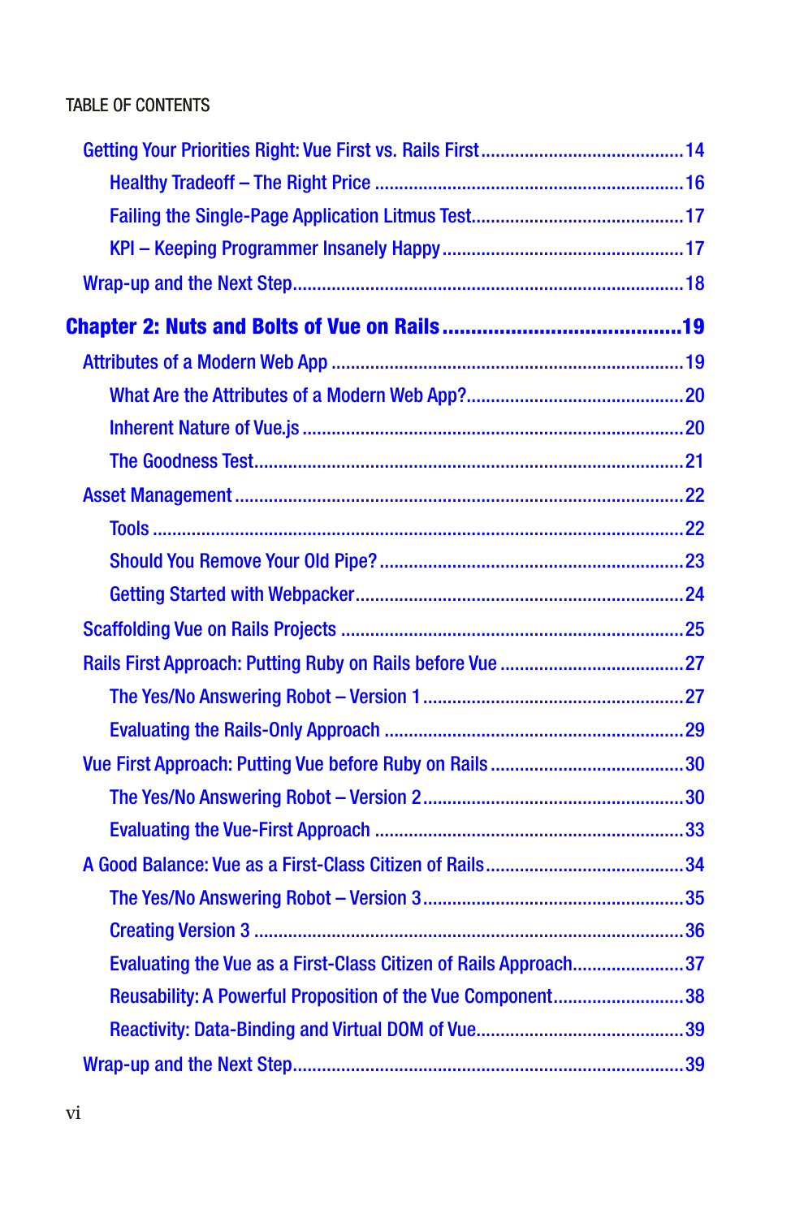TABLE OF CONTENTS

- Getting Your Priorities Right: Vue First vs. Rails First .......... 14
  - Healthy Tradeoff – The Right Price .......... 16
  - Failing the Single-Page Application Litmus Test .......... 17
  - KPI – Keeping Programmer Insanely Happy .......... 17
- Wrap-up and the Next Step .......... 18

**Chapter 2: Nuts and Bolts of Vue on Rails .......... 19**

- Attributes of a Modern Web App .......... 19
  - What Are the Attributes of a Modern Web App? .......... 20
  - Inherent Nature of Vue.js .......... 20
  - The Goodness Test .......... 21
- Asset Management .......... 22
  - Tools .......... 22
  - Should You Remove Your Old Pipe? .......... 23
  - Getting Started with Webpacker .......... 24
- Scaffolding Vue on Rails Projects .......... 25
- Rails First Approach: Putting Ruby on Rails before Vue .......... 27
  - The Yes/No Answering Robot – Version 1 .......... 27
  - Evaluating the Rails-Only Approach .......... 29
- Vue First Approach: Putting Vue before Ruby on Rails .......... 30
  - The Yes/No Answering Robot – Version 2 .......... 30
  - Evaluating the Vue-First Approach .......... 33
- A Good Balance: Vue as a First-Class Citizen of Rails .......... 34
  - The Yes/No Answering Robot – Version 3 .......... 35
  - Creating Version 3 .......... 36
  - Evaluating the Vue as a First-Class Citizen of Rails Approach .......... 37
  - Reusability: A Powerful Proposition of the Vue Component .......... 38
  - Reactivity: Data-Binding and Virtual DOM of Vue .......... 39
- Wrap-up and the Next Step .......... 39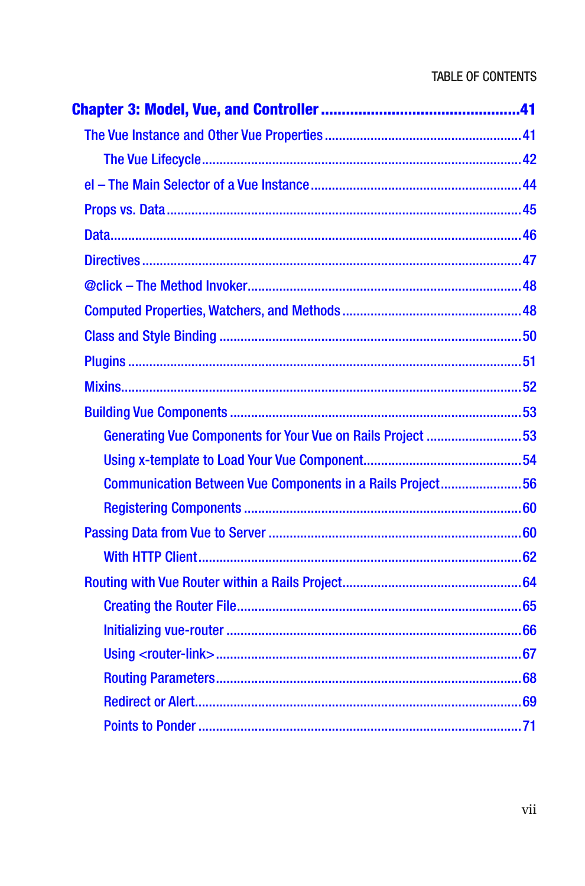**Chapter 3: Model, Vue, and Controller ..........................................41**

- The Vue Instance and Other Vue Properties ..........................................41
  - The Vue Lifecycle ..........................................42
- el – The Main Selector of a Vue Instance ..........................................44
- Props vs. Data ..........................................45
- Data ..........................................46
- Directives ..........................................47
- @click – The Method Invoker ..........................................48
- Computed Properties, Watchers, and Methods ..........................................48
- Class and Style Binding ..........................................50
- Plugins ..........................................51
- Mixins ..........................................52
- Building Vue Components ..........................................53
  - Generating Vue Components for Your Vue on Rails Project ..........................................53
  - Using x-template to Load Your Vue Component ..........................................54
  - Communication Between Vue Components in a Rails Project ..........................................56
  - Registering Components ..........................................60
- Passing Data from Vue to Server ..........................................60
  - With HTTP Client ..........................................62
- Routing with Vue Router within a Rails Project ..........................................64
  - Creating the Router File ..........................................65
  - Initializing vue-router ..........................................66
  - Using <router-link> ..........................................67
  - Routing Parameters ..........................................68
  - Redirect or Alert ..........................................69
  - Points to Ponder ..........................................71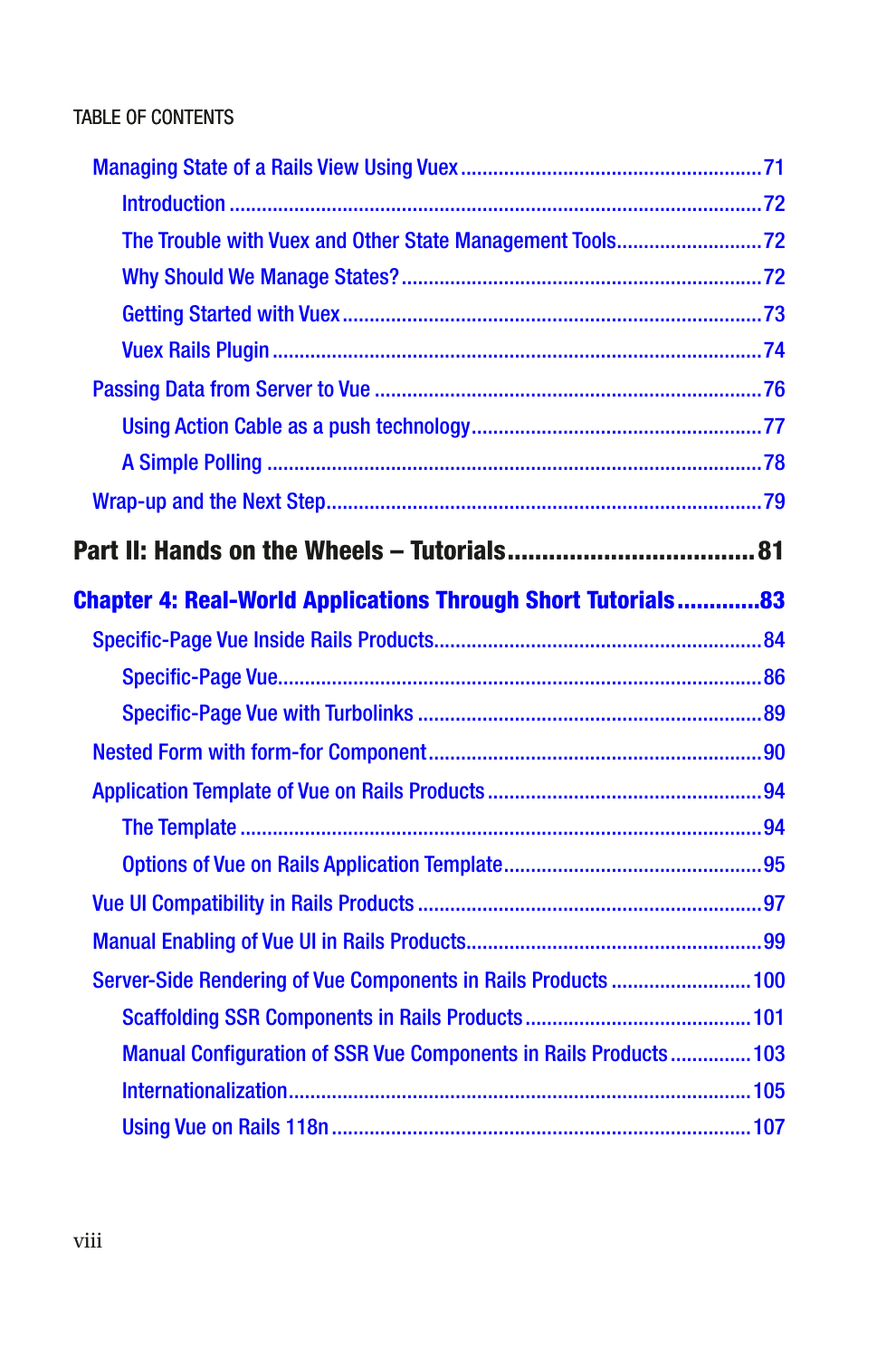- Managing State of a Rails View Using Vuex ........ 71
  - Introduction ........ 72
  - The Trouble with Vuex and Other State Management Tools ........ 72
  - Why Should We Manage States? ........ 72
  - Getting Started with Vuex ........ 73
  - Vuex Rails Plugin ........ 74
- Passing Data from Server to Vue ........ 76
  - Using Action Cable as a push technology ........ 77
  - A Simple Polling ........ 78
- Wrap-up and the Next Step ........ 79

**Part II: Hands on the Wheels – Tutorials ........ 81**

**Chapter 4: Real-World Applications Through Short Tutorials ........ 83**

- Specific-Page Vue Inside Rails Products ........ 84
  - Specific-Page Vue ........ 86
  - Specific-Page Vue with Turbolinks ........ 89
- Nested Form with form-for Component ........ 90
- Application Template of Vue on Rails Products ........ 94
  - The Template ........ 94
  - Options of Vue on Rails Application Template ........ 95
- Vue UI Compatibility in Rails Products ........ 97
- Manual Enabling of Vue UI in Rails Products ........ 99
- Server-Side Rendering of Vue Components in Rails Products ........ 100
  - Scaffolding SSR Components in Rails Products ........ 101
  - Manual Configuration of SSR Vue Components in Rails Products ........ 103
  - Internationalization ........ 105
  - Using Vue on Rails 118n ........ 107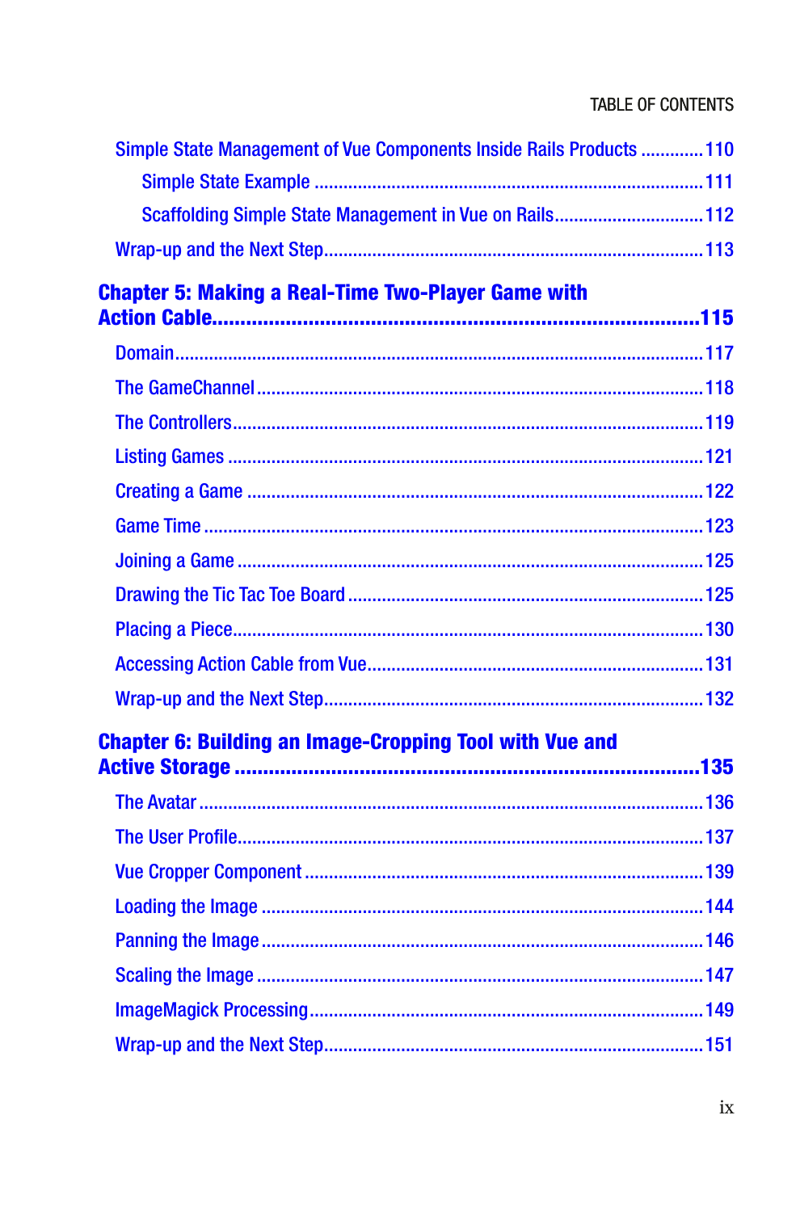Simple State Management of Vue Components Inside Rails Products .............110

Simple State Example ..............................................................................111

Scaffolding Simple State Management in Vue on Rails..............................112

Wrap-up and the Next Step............................................................................113

**Chapter 5: Making a Real-Time Two-Player Game with Action Cable.........................................................................115**

Domain.........................................................................................................117

The GameChannel ..........................................................................................118

The Controllers...............................................................................................119

Listing Games ................................................................................................121

Creating a Game ............................................................................................122

Game Time .....................................................................................................123

Joining a Game ..............................................................................................125

Drawing the Tic Tac Toe Board .......................................................................125

Placing a Piece...............................................................................................130

Accessing Action Cable from Vue...................................................................131

Wrap-up and the Next Step............................................................................132

**Chapter 6: Building an Image-Cropping Tool with Vue and Active Storage ...............................................................................135**

The Avatar .....................................................................................................136

The User Profile..............................................................................................137

Vue Cropper Component ................................................................................139

Loading the Image .........................................................................................144

Panning the Image .........................................................................................146

Scaling the Image ..........................................................................................147

ImageMagick Processing...............................................................................149

Wrap-up and the Next Step............................................................................151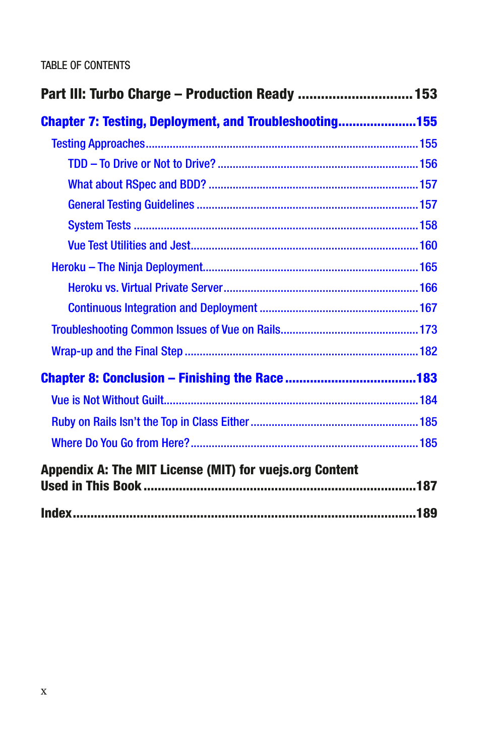**Part III: Turbo Charge – Production Ready ............................. 153**

**Chapter 7: Testing, Deployment, and Troubleshooting..................... 155**

- Testing Approaches........................................................................................ 155
    - TDD – To Drive or Not to Drive? ................................................................. 156
    - What about RSpec and BDD? ..................................................................... 157
    - General Testing Guidelines ........................................................................ 157
    - System Tests .............................................................................................. 158
    - Vue Test Utilities and Jest............................................................................ 160
- Heroku – The Ninja Deployment...................................................................... 165
    - Heroku vs. Virtual Private Server................................................................. 166
    - Continuous Integration and Deployment ..................................................... 167
- Troubleshooting Common Issues of Vue on Rails............................................. 173
- Wrap-up and the Final Step ............................................................................ 182

**Chapter 8: Conclusion – Finishing the Race .................................... 183**

- Vue is Not Without Guilt.................................................................................. 184
- Ruby on Rails Isn't the Top in Class Either ...................................................... 185
- Where Do You Go from Here?.......................................................................... 185

**Appendix A: The MIT License (MIT) for vuejs.org Content Used in This Book ............................................................................ 187**

**Index.................................................................................................. 189**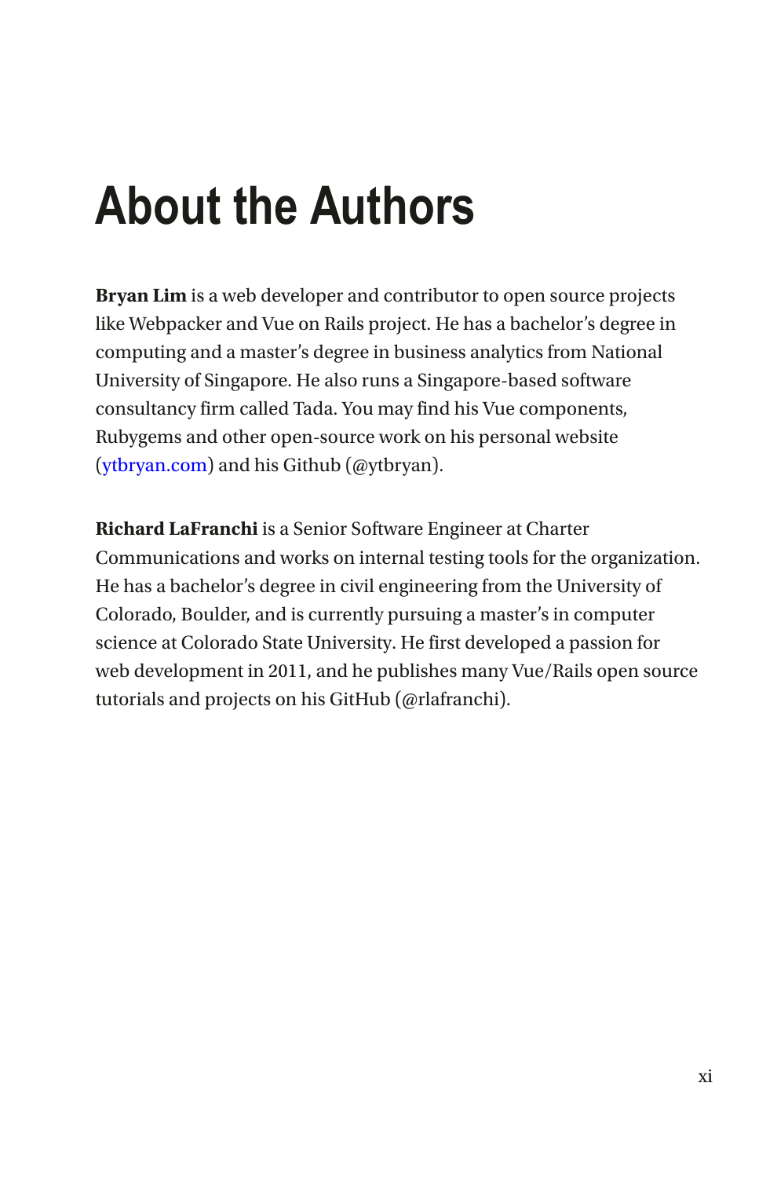# About the Authors

**Bryan Lim** is a web developer and contributor to open source projects like Webpacker and Vue on Rails project. He has a bachelor's degree in computing and a master's degree in business analytics from National University of Singapore. He also runs a Singapore-based software consultancy firm called Tada. You may find his Vue components, Rubygems and other open-source work on his personal website (ytbryan.com) and his Github (@ytbryan).

**Richard LaFranchi** is a Senior Software Engineer at Charter Communications and works on internal testing tools for the organization. He has a bachelor's degree in civil engineering from the University of Colorado, Boulder, and is currently pursuing a master's in computer science at Colorado State University. He first developed a passion for web development in 2011, and he publishes many Vue/Rails open source tutorials and projects on his GitHub (@rlafranchi).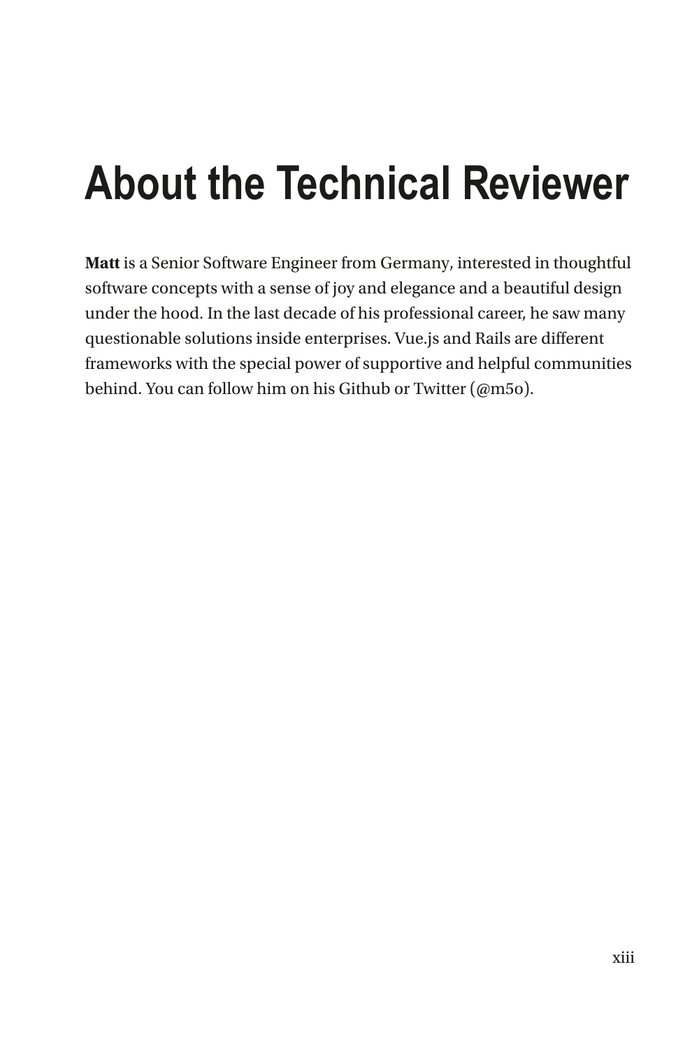# About the Technical Reviewer

**Matt** is a Senior Software Engineer from Germany, interested in thoughtful software concepts with a sense of joy and elegance and a beautiful design under the hood. In the last decade of his professional career, he saw many questionable solutions inside enterprises. Vue.js and Rails are different frameworks with the special power of supportive and helpful communities behind. You can follow him on his Github or Twitter (@m5o).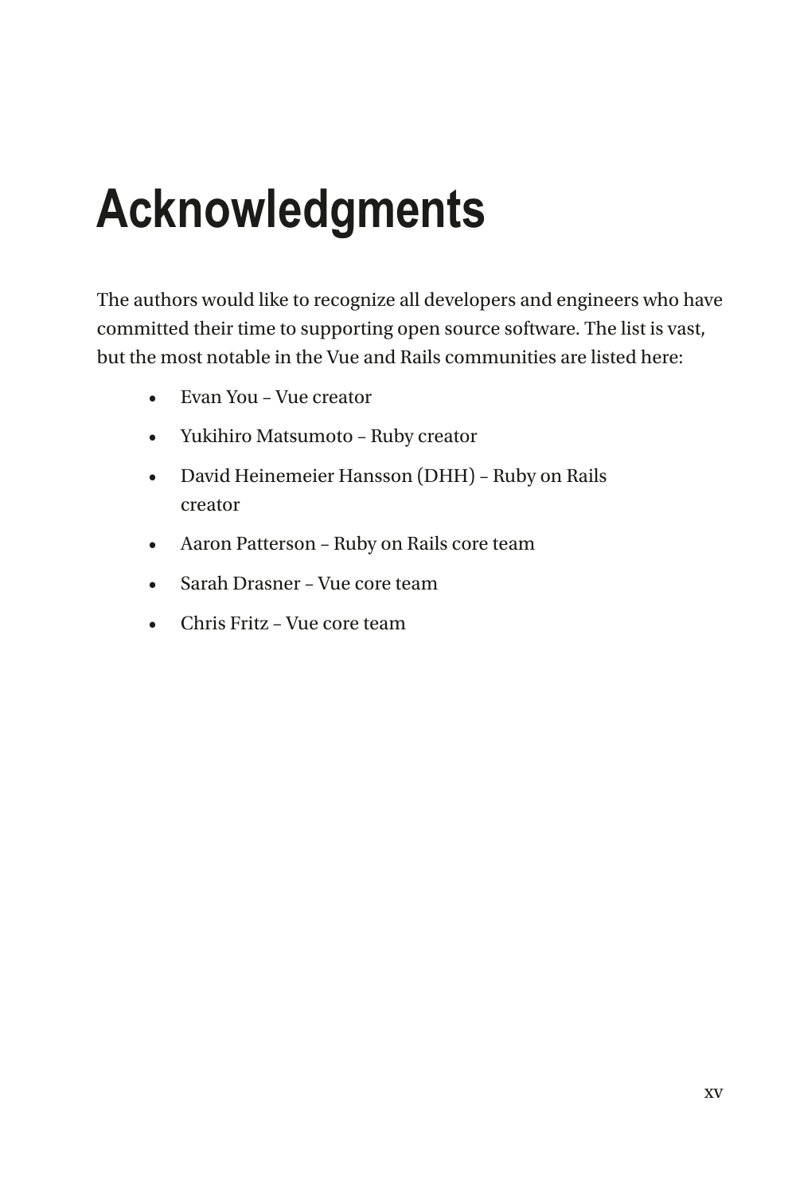# Acknowledgments

The authors would like to recognize all developers and engineers who have committed their time to supporting open source software. The list is vast, but the most notable in the Vue and Rails communities are listed here:

- Evan You – Vue creator
- Yukihiro Matsumoto – Ruby creator
- David Heinemeier Hansson (DHH) – Ruby on Rails creator
- Aaron Patterson – Ruby on Rails core team
- Sarah Drasner – Vue core team
- Chris Fritz – Vue core team